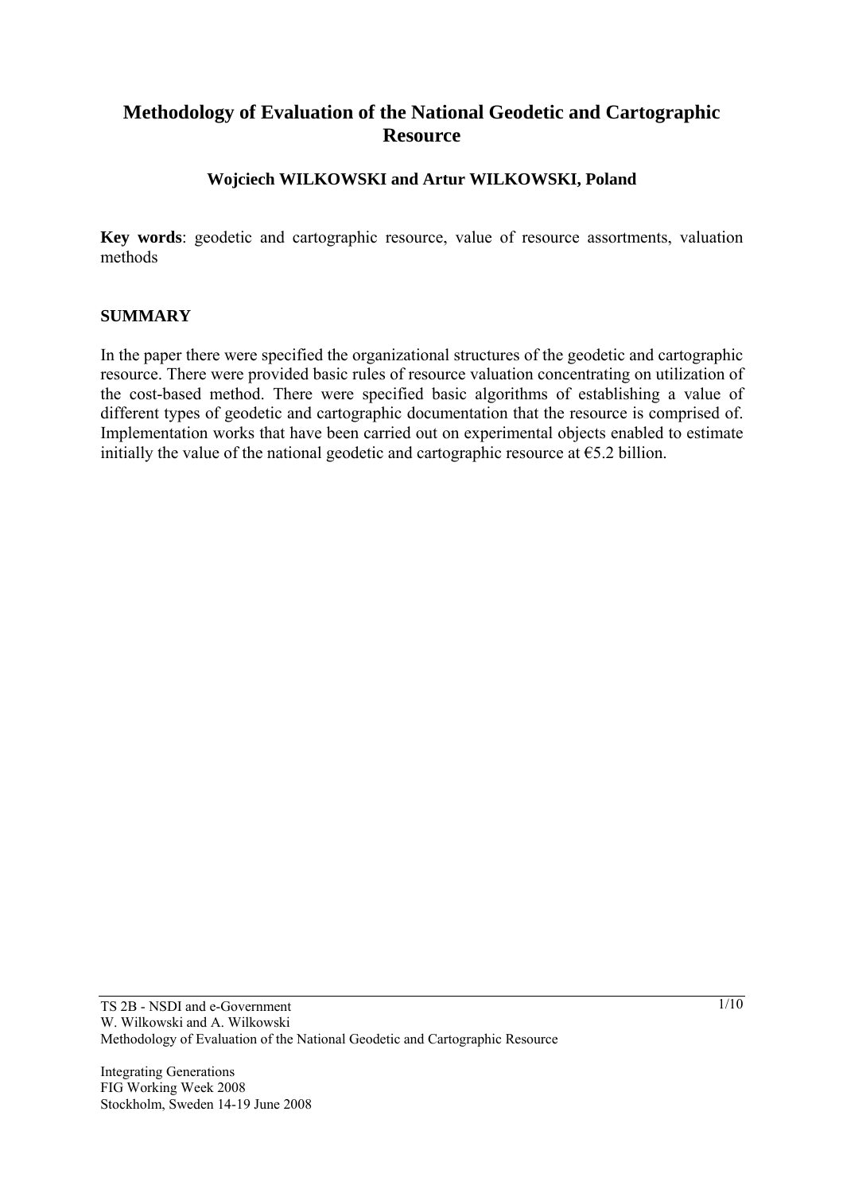# Methodology of Evaluation of the National Geodetic and Cartographic Resource

**Wojciech WILKOWSKI and Artur WILKOWSKI, Poland**

**Key words**: geodetic and cartographic resource, value of resource assortments, valuation methods

## SUMMARY

In the paper there were specified the organizational structures of the geodetic and cartographic resource. There were provided basic rules of resource valuation concentrating on utilization of the cost-based method. There were specified basic algorithms of establishing a value of different types of geodetic and cartographic documentation that the resource is comprised of. Implementation works that have been carried out on experimental objects enabled to estimate initially the value of the national geodetic and cartographic resource at €5.2 billion.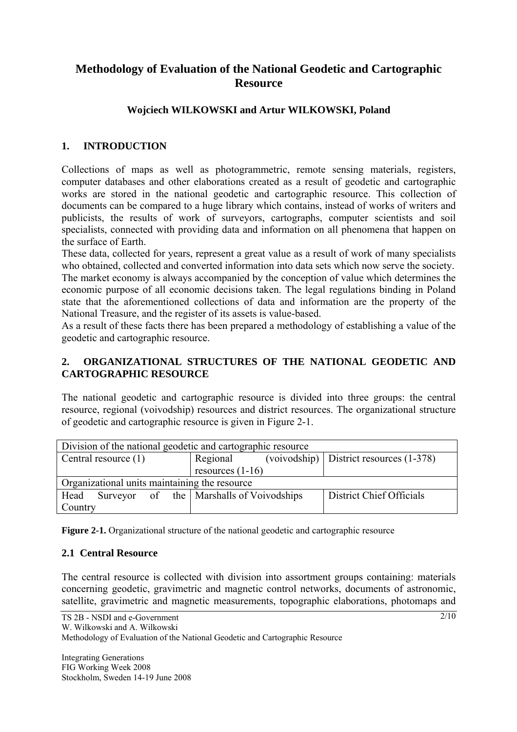# Methodology of Evaluation of the National Geodetic and Cartographic Resource

**Wojciech WILKOWSKI and Artur WILKOWSKI, Poland**

## 1. INTRODUCTION

Collections of maps as well as photogrammetric, remote sensing materials, registers, computer databases and other elaborations created as a result of geodetic and cartographic works are stored in the national geodetic and cartographic resource. This collection of documents can be compared to a huge library which contains, instead of works of writers and publicists, the results of work of surveyors, cartographs, computer scientists and soil specialists, connected with providing data and information on all phenomena that happen on the surface of Earth.

These data, collected for years, represent a great value as a result of work of many specialists who obtained, collected and converted information into data sets which now serve the society.

The market economy is always accompanied by the conception of value which determines the economic purpose of all economic decisions taken. The legal regulations binding in Poland state that the aforementioned collections of data and information are the property of the National Treasure, and the register of its assets is value-based.

As a result of these facts there has been prepared a methodology of establishing a value of the geodetic and cartographic resource.

## 2. ORGANIZATIONAL STRUCTURES OF THE NATIONAL GEODETIC AND CARTOGRAPHIC RESOURCE

The national geodetic and cartographic resource is divided into three groups: the central resource, regional (voivodship) resources and district resources. The organizational structure of geodetic and cartographic resource is given in Figure 2-1.

| Division of the national geodetic and cartographic resource | | |
|---|---|---|
| Central resource (1) | Regional (voivodship) resources (1-16) | District resources (1-378) |
| Organizational units maintaining the resource | | |
| Head Surveyor of the Country | Marshalls of Voivodships | District Chief Officials |

**Figure 2-1.** Organizational structure of the national geodetic and cartographic resource

### 2.1 Central Resource

The central resource is collected with division into assortment groups containing: materials concerning geodetic, gravimetric and magnetic control networks, documents of astronomic, satellite, gravimetric and magnetic measurements, topographic elaborations, photomaps and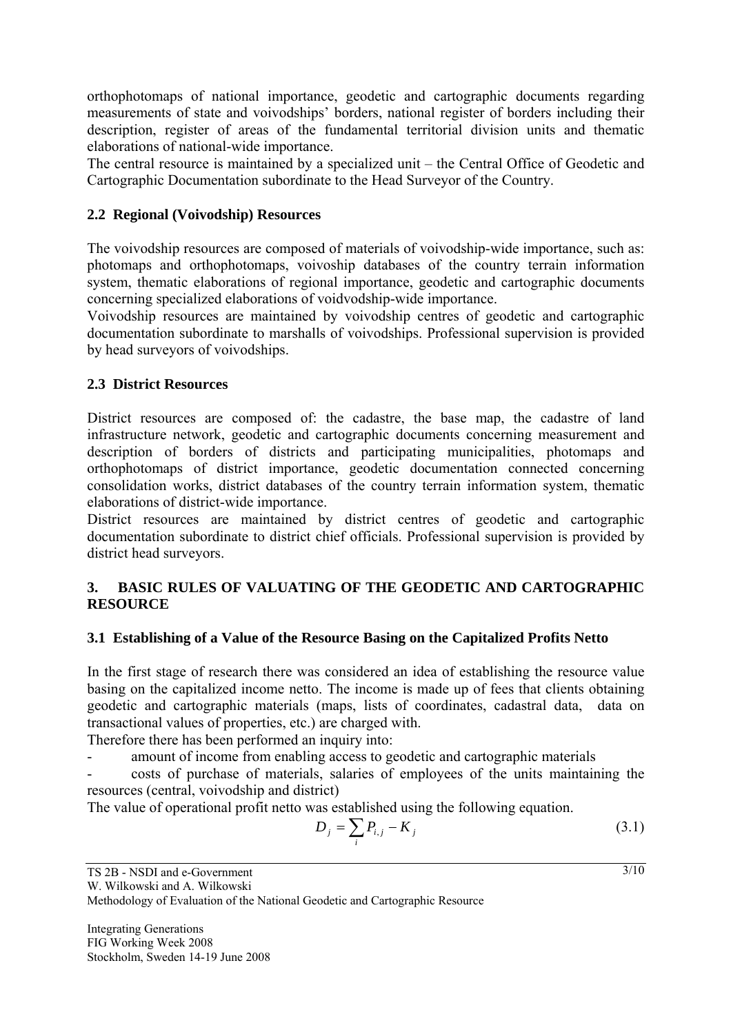orthophotomaps of national importance, geodetic and cartographic documents regarding measurements of state and voivodships' borders, national register of borders including their description, register of areas of the fundamental territorial division units and thematic elaborations of national-wide importance.

The central resource is maintained by a specialized unit – the Central Office of Geodetic and Cartographic Documentation subordinate to the Head Surveyor of the Country.

### 2.2 Regional (Voivodship) Resources

The voivodship resources are composed of materials of voivodship-wide importance, such as: photomaps and orthophotomaps, voivoship databases of the country terrain information system, thematic elaborations of regional importance, geodetic and cartographic documents concerning specialized elaborations of voidvodship-wide importance.

Voivodship resources are maintained by voivodship centres of geodetic and cartographic documentation subordinate to marshalls of voivodships. Professional supervision is provided by head surveyors of voivodships.

### 2.3 District Resources

District resources are composed of: the cadastre, the base map, the cadastre of land infrastructure network, geodetic and cartographic documents concerning measurement and description of borders of districts and participating municipalities, photomaps and orthophotomaps of district importance, geodetic documentation connected concerning consolidation works, district databases of the country terrain information system, thematic elaborations of district-wide importance.

District resources are maintained by district centres of geodetic and cartographic documentation subordinate to district chief officials. Professional supervision is provided by district head surveyors.

## 3. BASIC RULES OF VALUATING OF THE GEODETIC AND CARTOGRAPHIC RESOURCE

### 3.1 Establishing of a Value of the Resource Basing on the Capitalized Profits Netto

In the first stage of research there was considered an idea of establishing the resource value basing on the capitalized income netto. The income is made up of fees that clients obtaining geodetic and cartographic materials (maps, lists of coordinates, cadastral data, data on transactional values of properties, etc.) are charged with.

Therefore there has been performed an inquiry into:

- amount of income from enabling access to geodetic and cartographic materials
- costs of purchase of materials, salaries of employees of the units maintaining the resources (central, voivodship and district)

The value of operational profit netto was established using the following equation.

$$D_j = \sum_i P_{i,j} - K_j \tag{3.1}$$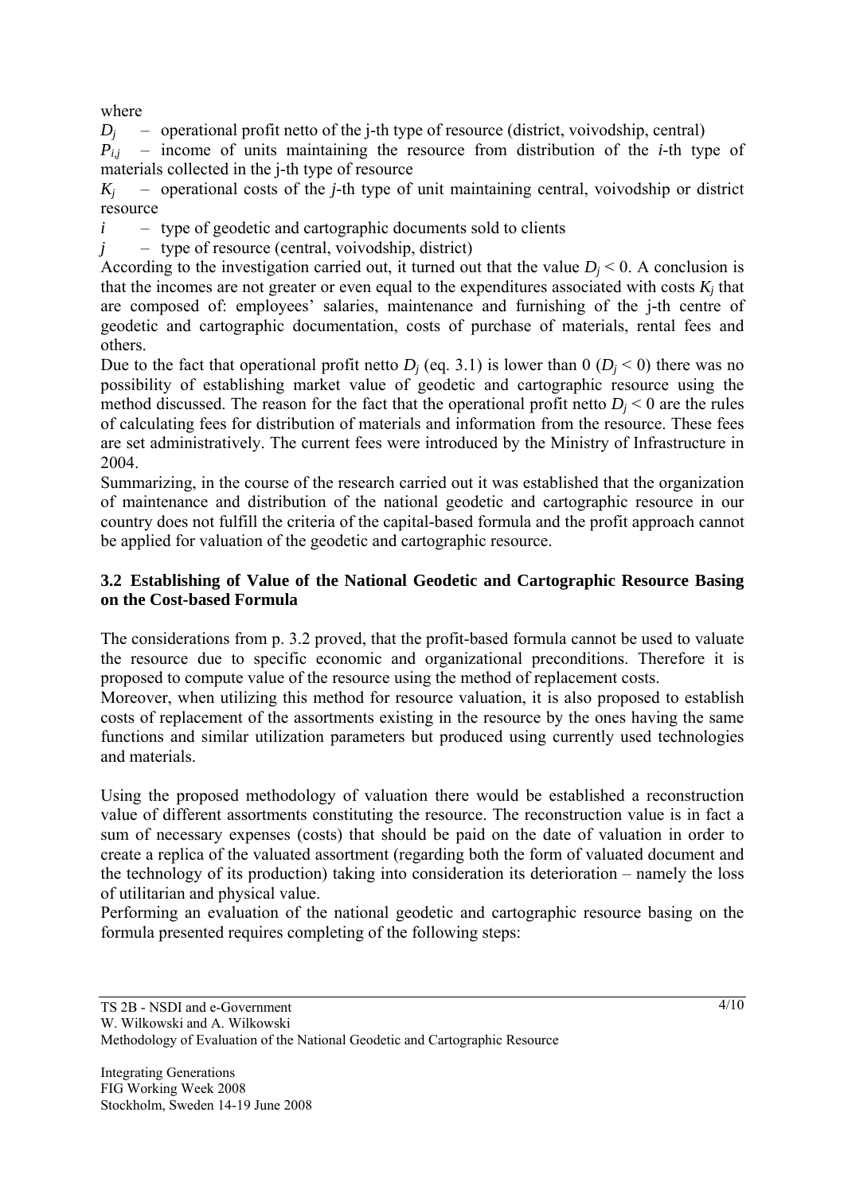where

$D_j$ – operational profit netto of the j-th type of resource (district, voivodship, central)

$P_{i,j}$ – income of units maintaining the resource from distribution of the $i$-th type of materials collected in the j-th type of resource

$K_j$ – operational costs of the $j$-th type of unit maintaining central, voivodship or district resource

$i$ – type of geodetic and cartographic documents sold to clients

$j$ – type of resource (central, voivodship, district)

According to the investigation carried out, it turned out that the value $D_j < 0$. A conclusion is that the incomes are not greater or even equal to the expenditures associated with costs $K_j$ that are composed of: employees' salaries, maintenance and furnishing of the j-th centre of geodetic and cartographic documentation, costs of purchase of materials, rental fees and others.

Due to the fact that operational profit netto $D_j$ (eq. 3.1) is lower than 0 ($D_j < 0$) there was no possibility of establishing market value of geodetic and cartographic resource using the method discussed. The reason for the fact that the operational profit netto $D_j < 0$ are the rules of calculating fees for distribution of materials and information from the resource. These fees are set administratively. The current fees were introduced by the Ministry of Infrastructure in 2004.

Summarizing, in the course of the research carried out it was established that the organization of maintenance and distribution of the national geodetic and cartographic resource in our country does not fulfill the criteria of the capital-based formula and the profit approach cannot be applied for valuation of the geodetic and cartographic resource.

### 3.2 Establishing of Value of the National Geodetic and Cartographic Resource Basing on the Cost-based Formula

The considerations from p. 3.2 proved, that the profit-based formula cannot be used to valuate the resource due to specific economic and organizational preconditions. Therefore it is proposed to compute value of the resource using the method of replacement costs.

Moreover, when utilizing this method for resource valuation, it is also proposed to establish costs of replacement of the assortments existing in the resource by the ones having the same functions and similar utilization parameters but produced using currently used technologies and materials.

Using the proposed methodology of valuation there would be established a reconstruction value of different assortments constituting the resource. The reconstruction value is in fact a sum of necessary expenses (costs) that should be paid on the date of valuation in order to create a replica of the valuated assortment (regarding both the form of valuated document and the technology of its production) taking into consideration its deterioration – namely the loss of utilitarian and physical value.

Performing an evaluation of the national geodetic and cartographic resource basing on the formula presented requires completing of the following steps: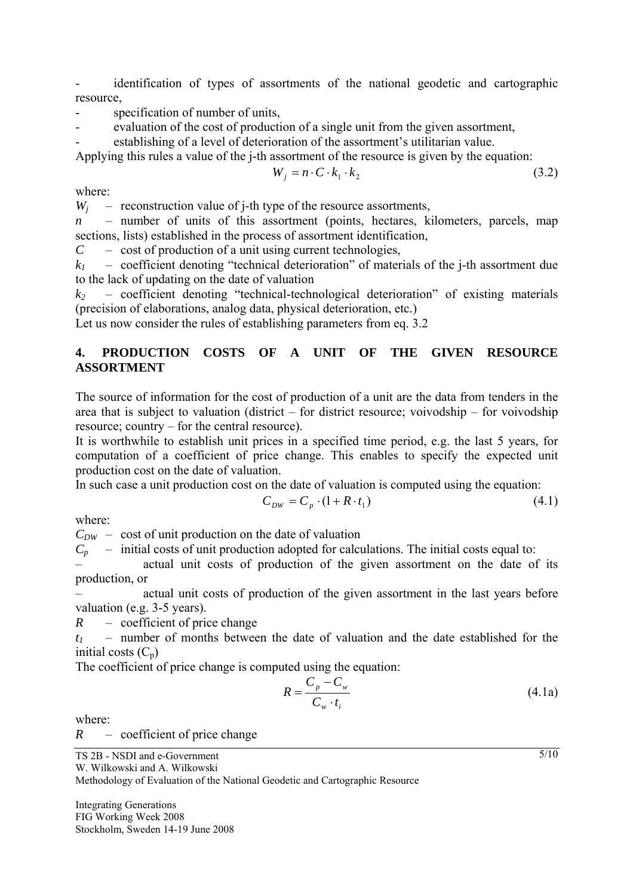- identification of types of assortments of the national geodetic and cartographic resource,
- specification of number of units,
- evaluation of the cost of production of a single unit from the given assortment,
- establishing of a level of deterioration of the assortment's utilitarian value.

Applying this rules a value of the j-th assortment of the resource is given by the equation:

$$W_j = n \cdot C \cdot k_1 \cdot k_2 \tag{3.2}$$

where:

$W_j$ – reconstruction value of j-th type of the resource assortments,

$n$ – number of units of this assortment (points, hectares, kilometers, parcels, map sections, lists) established in the process of assortment identification,

$C$ – cost of production of a unit using current technologies,

$k_1$ – coefficient denoting "technical deterioration" of materials of the j-th assortment due to the lack of updating on the date of valuation

$k_2$ – coefficient denoting "technical-technological deterioration" of existing materials (precision of elaborations, analog data, physical deterioration, etc.)

Let us now consider the rules of establishing parameters from eq. 3.2

## 4. PRODUCTION COSTS OF A UNIT OF THE GIVEN RESOURCE ASSORTMENT

The source of information for the cost of production of a unit are the data from tenders in the area that is subject to valuation (district – for district resource; voivodship – for voivodship resource; country – for the central resource).

It is worthwhile to establish unit prices in a specified time period, e.g. the last 5 years, for computation of a coefficient of price change. This enables to specify the expected unit production cost on the date of valuation.

In such case a unit production cost on the date of valuation is computed using the equation:

$$C_{DW} = C_p \cdot (1 + R \cdot t_1) \tag{4.1}$$

where:

$C_{DW}$ – cost of unit production on the date of valuation

$C_p$ – initial costs of unit production adopted for calculations. The initial costs equal to:

– actual unit costs of production of the given assortment on the date of its production, or

– actual unit costs of production of the given assortment in the last years before valuation (e.g. 3-5 years).

$R$ – coefficient of price change

$t_1$ – number of months between the date of valuation and the date established for the initial costs ($C_p$)

The coefficient of price change is computed using the equation:

$$R = \frac{C_p - C_w}{C_w \cdot t_i} \tag{4.1a}$$

where:

$R$ – coefficient of price change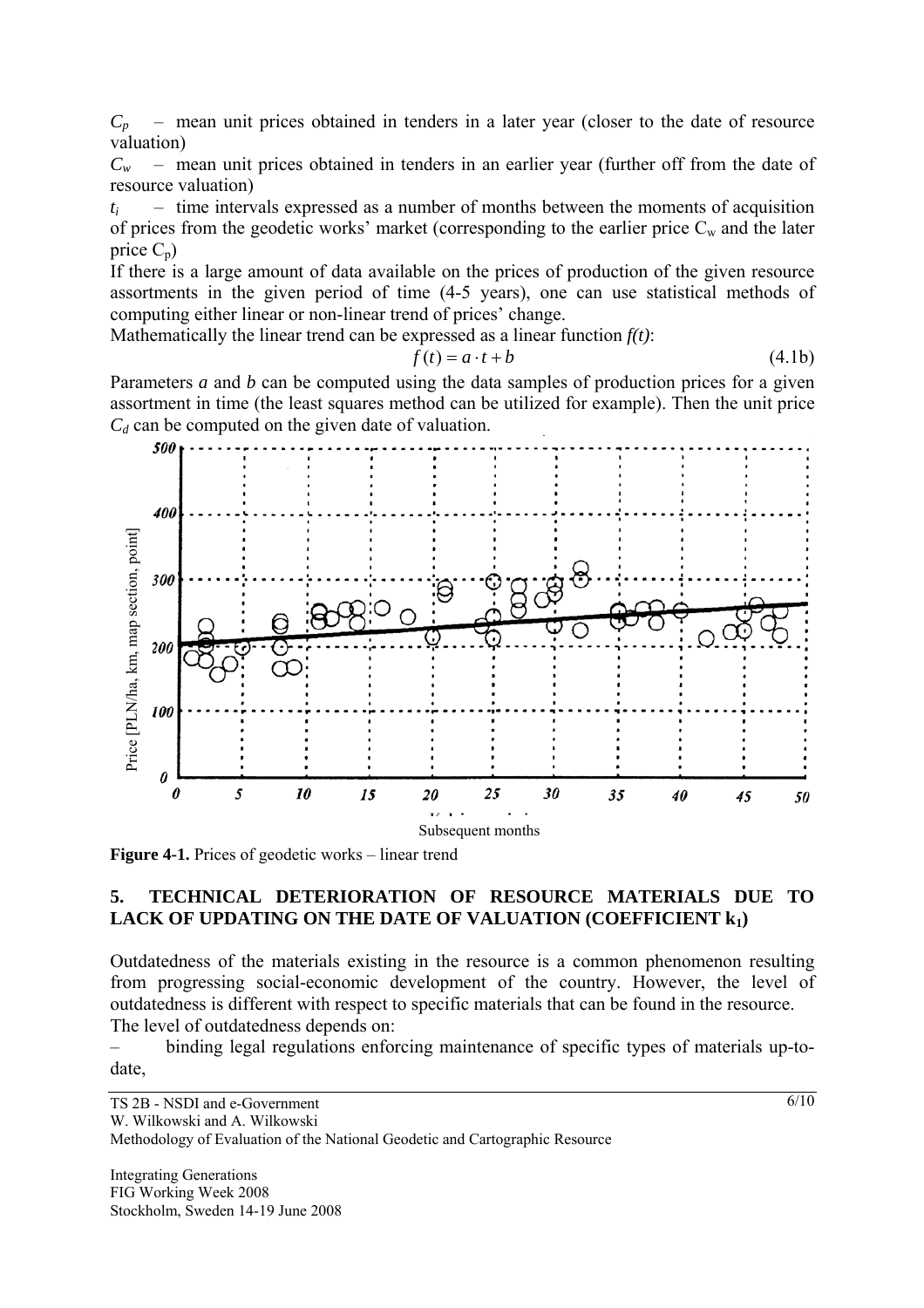$C_p$ – mean unit prices obtained in tenders in a later year (closer to the date of resource valuation)

$C_w$ – mean unit prices obtained in tenders in an earlier year (further off from the date of resource valuation)

$t_i$ – time intervals expressed as a number of months between the moments of acquisition of prices from the geodetic works' market (corresponding to the earlier price $C_w$ and the later price $C_p$)

If there is a large amount of data available on the prices of production of the given resource assortments in the given period of time (4-5 years), one can use statistical methods of computing either linear or non-linear trend of prices' change.

Mathematically the linear trend can be expressed as a linear function *f(t)*:

$$f(t) = a \cdot t + b \tag{4.1b}$$

Parameters *a* and *b* can be computed using the data samples of production prices for a given assortment in time (the least squares method can be utilized for example). Then the unit price $C_d$ can be computed on the given date of valuation.

**Figure 4-1.** Prices of geodetic works – linear trend

## 5. TECHNICAL DETERIORATION OF RESOURCE MATERIALS DUE TO LACK OF UPDATING ON THE DATE OF VALUATION (COEFFICIENT $k_1$)

Outdatedness of the materials existing in the resource is a common phenomenon resulting from progressing social-economic development of the country. However, the level of outdatedness is different with respect to specific materials that can be found in the resource.

The level of outdatedness depends on:

– binding legal regulations enforcing maintenance of specific types of materials up-to-date,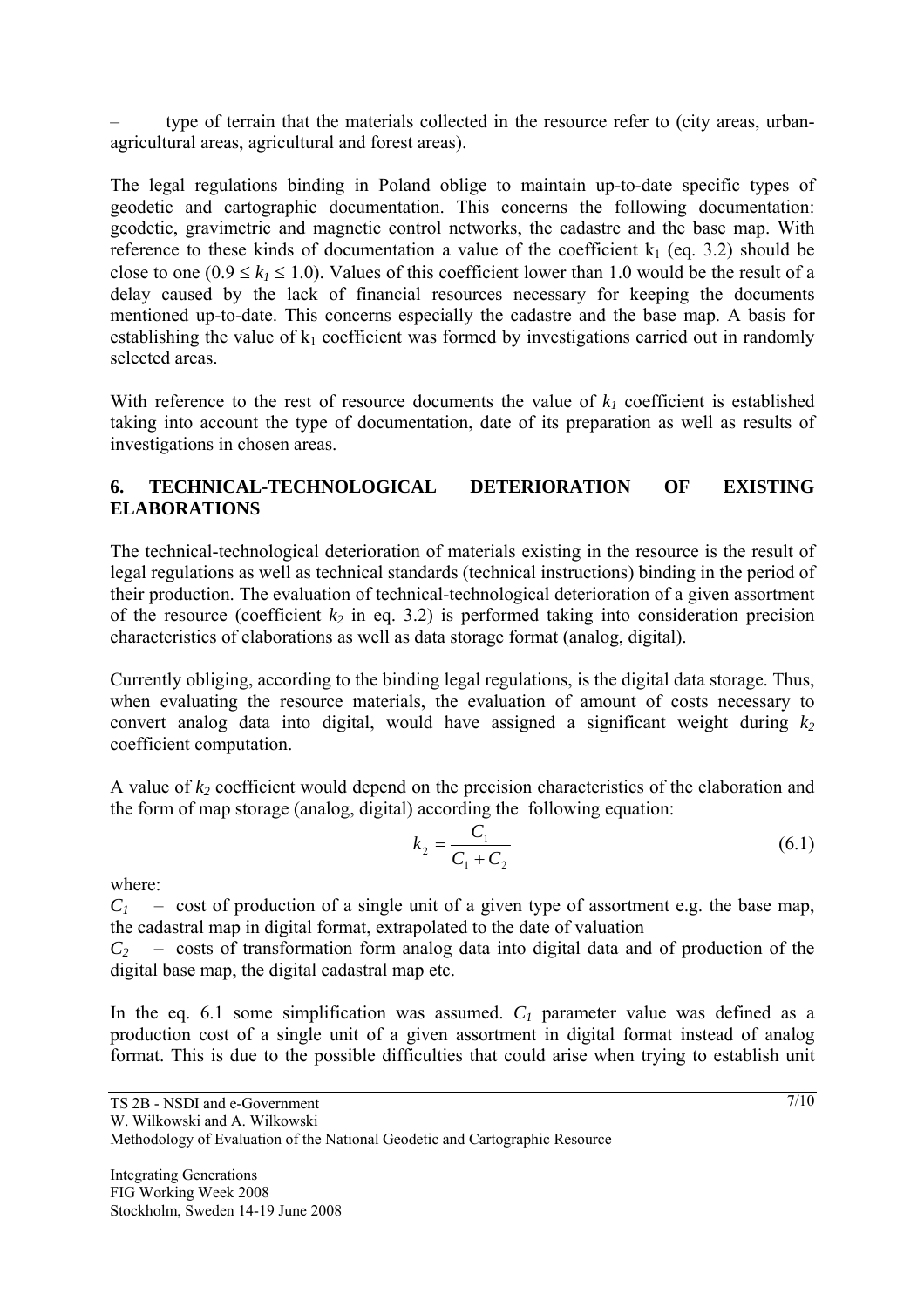– type of terrain that the materials collected in the resource refer to (city areas, urban-agricultural areas, agricultural and forest areas).

The legal regulations binding in Poland oblige to maintain up-to-date specific types of geodetic and cartographic documentation. This concerns the following documentation: geodetic, gravimetric and magnetic control networks, the cadastre and the base map. With reference to these kinds of documentation a value of the coefficient $k_1$ (eq. 3.2) should be close to one ($0.9 \leq k_1 \leq 1.0$). Values of this coefficient lower than 1.0 would be the result of a delay caused by the lack of financial resources necessary for keeping the documents mentioned up-to-date. This concerns especially the cadastre and the base map. A basis for establishing the value of $k_1$ coefficient was formed by investigations carried out in randomly selected areas.

With reference to the rest of resource documents the value of $k_1$ coefficient is established taking into account the type of documentation, date of its preparation as well as results of investigations in chosen areas.

## 6. TECHNICAL-TECHNOLOGICAL DETERIORATION OF EXISTING ELABORATIONS

The technical-technological deterioration of materials existing in the resource is the result of legal regulations as well as technical standards (technical instructions) binding in the period of their production. The evaluation of technical-technological deterioration of a given assortment of the resource (coefficient $k_2$ in eq. 3.2) is performed taking into consideration precision characteristics of elaborations as well as data storage format (analog, digital).

Currently obliging, according to the binding legal regulations, is the digital data storage. Thus, when evaluating the resource materials, the evaluation of amount of costs necessary to convert analog data into digital, would have assigned a significant weight during $k_2$ coefficient computation.

A value of $k_2$ coefficient would depend on the precision characteristics of the elaboration and the form of map storage (analog, digital) according the following equation:

$$k_2 = \frac{C_1}{C_1 + C_2} \tag{6.1}$$

where:

$C_1$ – cost of production of a single unit of a given type of assortment e.g. the base map, the cadastral map in digital format, extrapolated to the date of valuation

$C_2$ – costs of transformation form analog data into digital data and of production of the digital base map, the digital cadastral map etc.

In the eq. 6.1 some simplification was assumed. $C_1$ parameter value was defined as a production cost of a single unit of a given assortment in digital format instead of analog format. This is due to the possible difficulties that could arise when trying to establish unit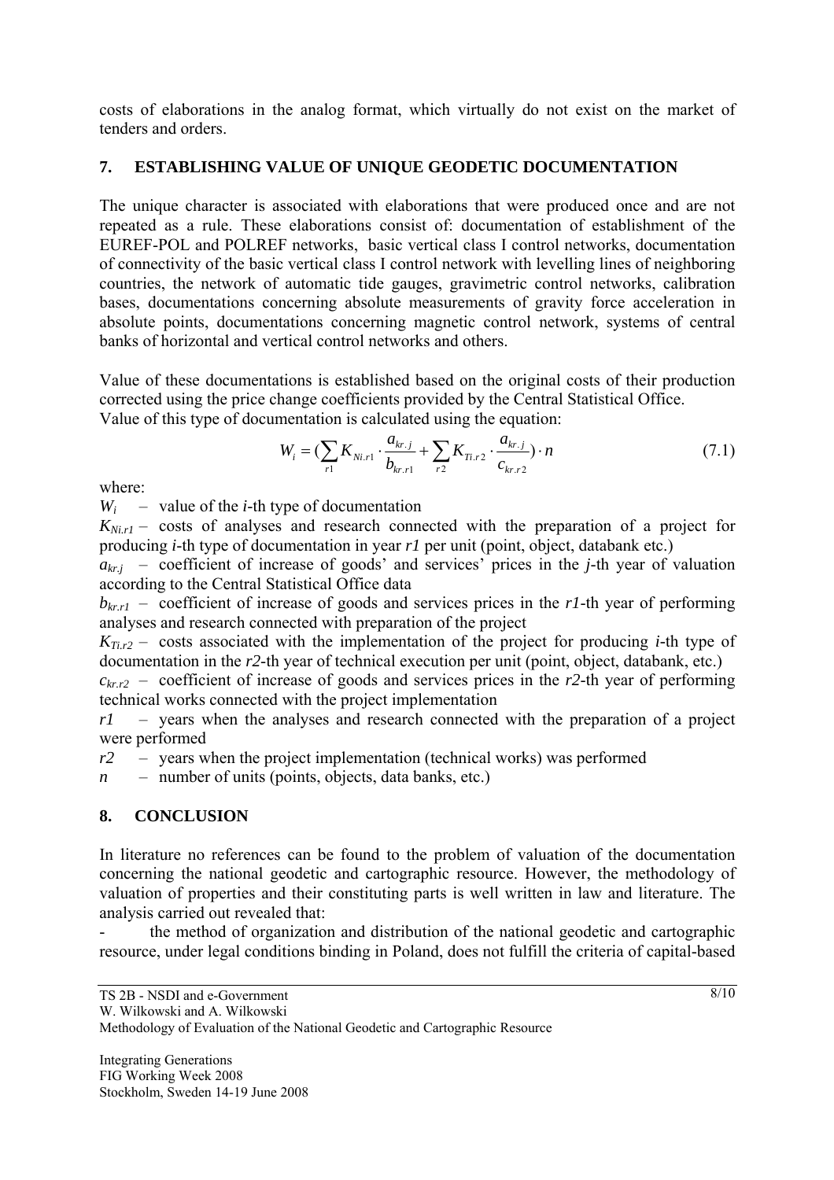costs of elaborations in the analog format, which virtually do not exist on the market of tenders and orders.

## 7. ESTABLISHING VALUE OF UNIQUE GEODETIC DOCUMENTATION

The unique character is associated with elaborations that were produced once and are not repeated as a rule. These elaborations consist of: documentation of establishment of the EUREF-POL and POLREF networks, basic vertical class I control networks, documentation of connectivity of the basic vertical class I control network with levelling lines of neighboring countries, the network of automatic tide gauges, gravimetric control networks, calibration bases, documentations concerning absolute measurements of gravity force acceleration in absolute points, documentations concerning magnetic control network, systems of central banks of horizontal and vertical control networks and others.

Value of these documentations is established based on the original costs of their production corrected using the price change coefficients provided by the Central Statistical Office.
Value of this type of documentation is calculated using the equation:

$$W_i = (\sum_{r1} K_{Ni.r1} \cdot \frac{a_{kr.j}}{b_{kr.r1}} + \sum_{r2} K_{Ti.r2} \cdot \frac{a_{kr.j}}{c_{kr.r2}}) \cdot n \tag{7.1}$$

where:

$W_i$ – value of the *i*-th type of documentation

$K_{Ni.r1}$ – costs of analyses and research connected with the preparation of a project for producing *i*-th type of documentation in year *r1* per unit (point, object, databank etc.)

$a_{kr.j}$ – coefficient of increase of goods' and services' prices in the *j*-th year of valuation according to the Central Statistical Office data

$b_{kr.r1}$ – coefficient of increase of goods and services prices in the *r1*-th year of performing analyses and research connected with preparation of the project

$K_{Ti.r2}$ – costs associated with the implementation of the project for producing *i*-th type of documentation in the *r2*-th year of technical execution per unit (point, object, databank, etc.)

$c_{kr.r2}$ – coefficient of increase of goods and services prices in the *r2*-th year of performing technical works connected with the project implementation

*r1* – years when the analyses and research connected with the preparation of a project were performed

*r2* – years when the project implementation (technical works) was performed

*n* – number of units (points, objects, data banks, etc.)

## 8. CONCLUSION

In literature no references can be found to the problem of valuation of the documentation concerning the national geodetic and cartographic resource. However, the methodology of valuation of properties and their constituting parts is well written in law and literature. The analysis carried out revealed that:

- the method of organization and distribution of the national geodetic and cartographic resource, under legal conditions binding in Poland, does not fulfill the criteria of capital-based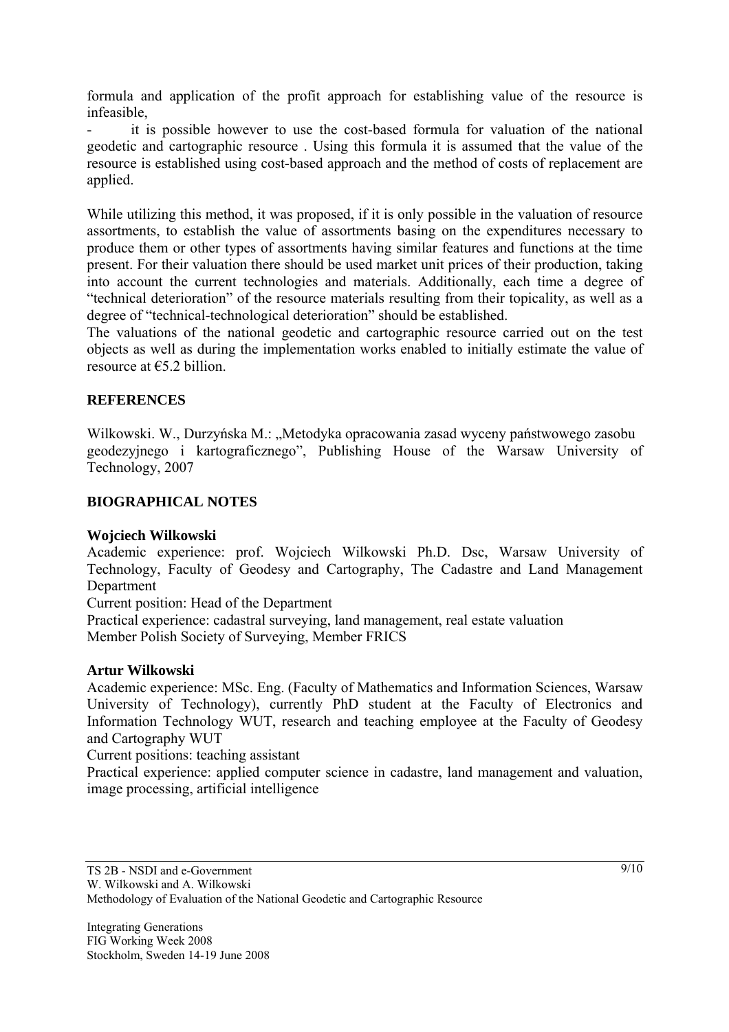formula and application of the profit approach for establishing value of the resource is infeasible,

- it is possible however to use the cost-based formula for valuation of the national geodetic and cartographic resource . Using this formula it is assumed that the value of the resource is established using cost-based approach and the method of costs of replacement are applied.

While utilizing this method, it was proposed, if it is only possible in the valuation of resource assortments, to establish the value of assortments basing on the expenditures necessary to produce them or other types of assortments having similar features and functions at the time present. For their valuation there should be used market unit prices of their production, taking into account the current technologies and materials. Additionally, each time a degree of "technical deterioration" of the resource materials resulting from their topicality, as well as a degree of "technical-technological deterioration" should be established.

The valuations of the national geodetic and cartographic resource carried out on the test objects as well as during the implementation works enabled to initially estimate the value of resource at €5.2 billion.

## REFERENCES

Wilkowski. W., Durzyńska M.: „Metodyka opracowania zasad wyceny państwowego zasobu geodezyjnego i kartograficznego", Publishing House of the Warsaw University of Technology, 2007

## BIOGRAPHICAL NOTES

**Wojciech Wilkowski**

Academic experience: prof. Wojciech Wilkowski Ph.D. Dsc, Warsaw University of Technology, Faculty of Geodesy and Cartography, The Cadastre and Land Management Department

Current position: Head of the Department

Practical experience: cadastral surveying, land management, real estate valuation

Member Polish Society of Surveying, Member FRICS

**Artur Wilkowski**

Academic experience: MSc. Eng. (Faculty of Mathematics and Information Sciences, Warsaw University of Technology), currently PhD student at the Faculty of Electronics and Information Technology WUT, research and teaching employee at the Faculty of Geodesy and Cartography WUT

Current positions: teaching assistant

Practical experience: applied computer science in cadastre, land management and valuation, image processing, artificial intelligence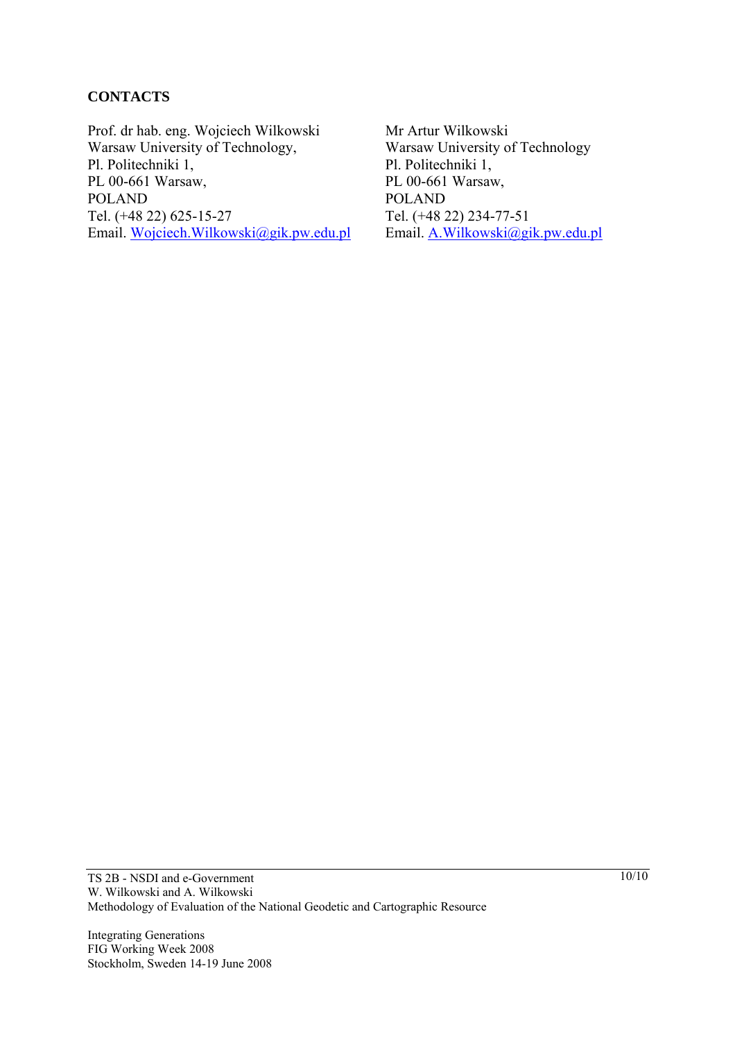**CONTACTS**

Prof. dr hab. eng. Wojciech Wilkowski
Warsaw University of Technology,
Pl. Politechniki 1,
PL 00-661 Warsaw,
POLAND
Tel. (+48 22) 625-15-27
Email. Wojciech.Wilkowski@gik.pw.edu.pl

Mr Artur Wilkowski
Warsaw University of Technology
Pl. Politechniki 1,
PL 00-661 Warsaw,
POLAND
Tel. (+48 22) 234-77-51
Email. A.Wilkowski@gik.pw.edu.pl